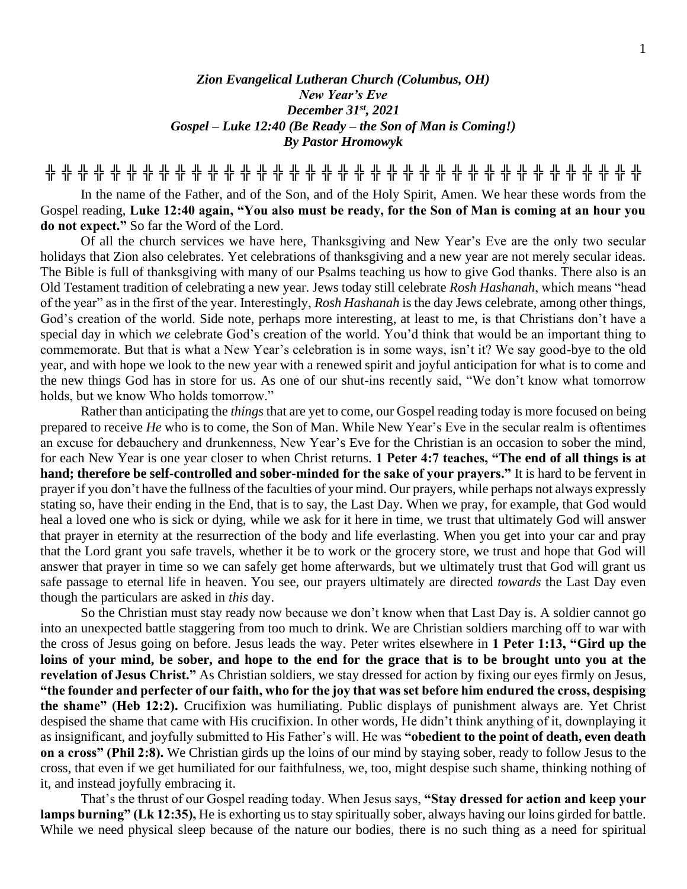***Zion Evangelical Lutheran Church (Columbus, OH)***
***New Year's Eve***
***December 31st, 2021***
***Gospel – Luke 12:40 (Be Ready – the Son of Man is Coming!)***
***By Pastor Hromowyk***

╬ ╬ ╬ ╬ ╬ ╬ ╬ ╬ ╬ ╬ ╬ ╬ ╬ ╬ ╬ ╬ ╬ ╬ ╬ ╬ ╬ ╬ ╬ ╬ ╬ ╬ ╬ ╬ ╬ ╬ ╬ ╬ ╬ ╬ ╬ ╬ ╬ ╬ ╬

In the name of the Father, and of the Son, and of the Holy Spirit, Amen. We hear these words from the Gospel reading, **Luke 12:40 again, "You also must be ready, for the Son of Man is coming at an hour you do not expect."** So far the Word of the Lord.

Of all the church services we have here, Thanksgiving and New Year's Eve are the only two secular holidays that Zion also celebrates. Yet celebrations of thanksgiving and a new year are not merely secular ideas. The Bible is full of thanksgiving with many of our Psalms teaching us how to give God thanks. There also is an Old Testament tradition of celebrating a new year. Jews today still celebrate *Rosh Hashanah*, which means "head of the year" as in the first of the year. Interestingly, *Rosh Hashanah* is the day Jews celebrate, among other things, God's creation of the world. Side note, perhaps more interesting, at least to me, is that Christians don't have a special day in which *we* celebrate God's creation of the world. You'd think that would be an important thing to commemorate. But that is what a New Year's celebration is in some ways, isn't it? We say good-bye to the old year, and with hope we look to the new year with a renewed spirit and joyful anticipation for what is to come and the new things God has in store for us. As one of our shut-ins recently said, "We don't know what tomorrow holds, but we know Who holds tomorrow."

Rather than anticipating the *things* that are yet to come, our Gospel reading today is more focused on being prepared to receive *He* who is to come, the Son of Man. While New Year's Eve in the secular realm is oftentimes an excuse for debauchery and drunkenness, New Year's Eve for the Christian is an occasion to sober the mind, for each New Year is one year closer to when Christ returns. **1 Peter 4:7 teaches, "The end of all things is at hand; therefore be self-controlled and sober-minded for the sake of your prayers."** It is hard to be fervent in prayer if you don't have the fullness of the faculties of your mind. Our prayers, while perhaps not always expressly stating so, have their ending in the End, that is to say, the Last Day. When we pray, for example, that God would heal a loved one who is sick or dying, while we ask for it here in time, we trust that ultimately God will answer that prayer in eternity at the resurrection of the body and life everlasting. When you get into your car and pray that the Lord grant you safe travels, whether it be to work or the grocery store, we trust and hope that God will answer that prayer in time so we can safely get home afterwards, but we ultimately trust that God will grant us safe passage to eternal life in heaven. You see, our prayers ultimately are directed *towards* the Last Day even though the particulars are asked in *this* day.

So the Christian must stay ready now because we don't know when that Last Day is. A soldier cannot go into an unexpected battle staggering from too much to drink. We are Christian soldiers marching off to war with the cross of Jesus going on before. Jesus leads the way. Peter writes elsewhere in **1 Peter 1:13, "Gird up the loins of your mind, be sober, and hope to the end for the grace that is to be brought unto you at the revelation of Jesus Christ."** As Christian soldiers, we stay dressed for action by fixing our eyes firmly on Jesus, **"the founder and perfecter of our faith, who for the joy that was set before him endured the cross, despising the shame" (Heb 12:2).** Crucifixion was humiliating. Public displays of punishment always are. Yet Christ despised the shame that came with His crucifixion. In other words, He didn't think anything of it, downplaying it as insignificant, and joyfully submitted to His Father's will. He was **"obedient to the point of death, even death on a cross" (Phil 2:8).** We Christian girds up the loins of our mind by staying sober, ready to follow Jesus to the cross, that even if we get humiliated for our faithfulness, we, too, might despise such shame, thinking nothing of it, and instead joyfully embracing it.

That's the thrust of our Gospel reading today. When Jesus says, **"Stay dressed for action and keep your lamps burning" (Lk 12:35),** He is exhorting us to stay spiritually sober, always having our loins girded for battle. While we need physical sleep because of the nature our bodies, there is no such thing as a need for spiritual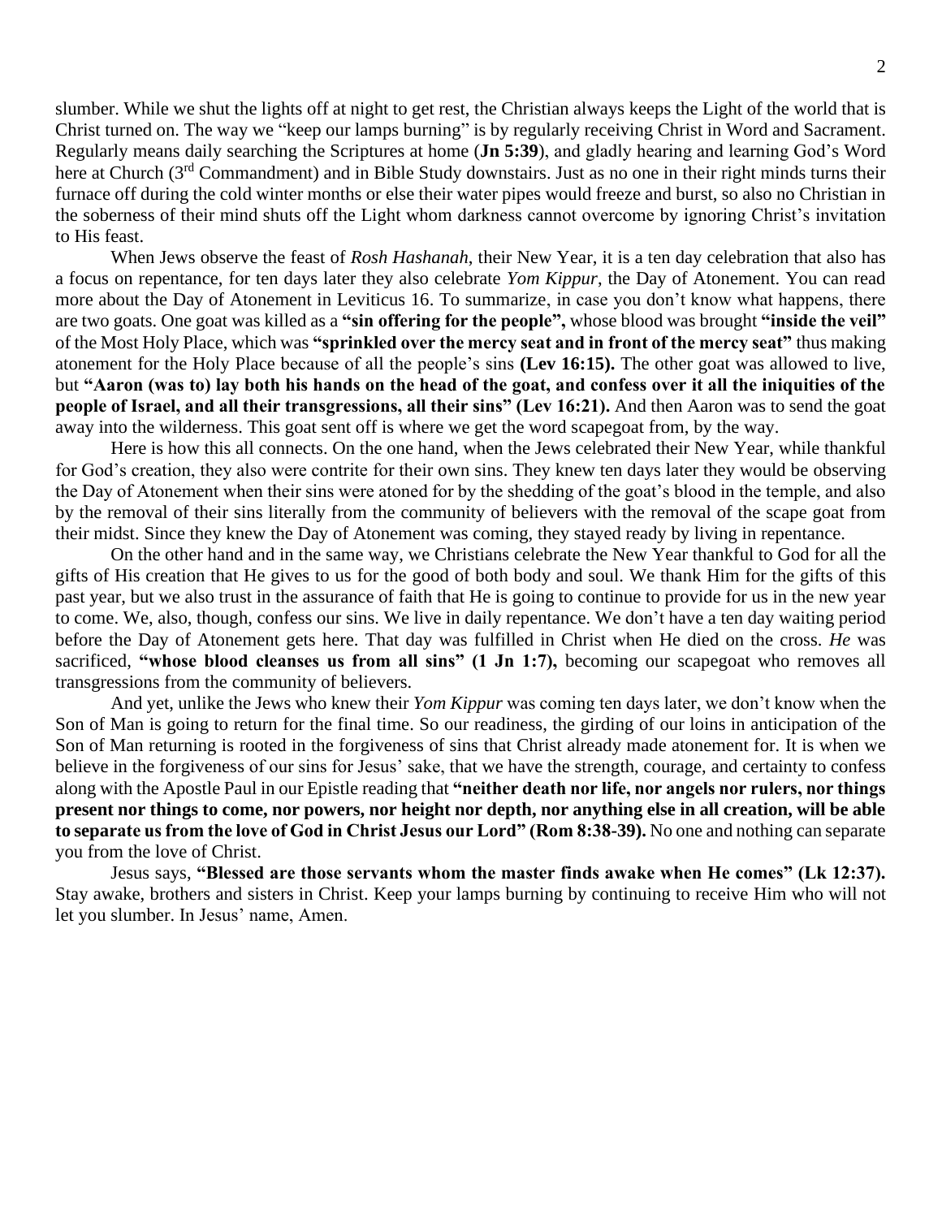slumber. While we shut the lights off at night to get rest, the Christian always keeps the Light of the world that is Christ turned on. The way we "keep our lamps burning" is by regularly receiving Christ in Word and Sacrament. Regularly means daily searching the Scriptures at home (**Jn 5:39**), and gladly hearing and learning God's Word here at Church (3rd Commandment) and in Bible Study downstairs. Just as no one in their right minds turns their furnace off during the cold winter months or else their water pipes would freeze and burst, so also no Christian in the soberness of their mind shuts off the Light whom darkness cannot overcome by ignoring Christ's invitation to His feast.

When Jews observe the feast of *Rosh Hashanah*, their New Year, it is a ten day celebration that also has a focus on repentance, for ten days later they also celebrate *Yom Kippur*, the Day of Atonement. You can read more about the Day of Atonement in Leviticus 16. To summarize, in case you don't know what happens, there are two goats. One goat was killed as a **"sin offering for the people",** whose blood was brought **"inside the veil"** of the Most Holy Place, which was **"sprinkled over the mercy seat and in front of the mercy seat"** thus making atonement for the Holy Place because of all the people's sins **(Lev 16:15).** The other goat was allowed to live, but **"Aaron (was to) lay both his hands on the head of the goat, and confess over it all the iniquities of the people of Israel, and all their transgressions, all their sins" (Lev 16:21).** And then Aaron was to send the goat away into the wilderness. This goat sent off is where we get the word scapegoat from, by the way.

Here is how this all connects. On the one hand, when the Jews celebrated their New Year, while thankful for God's creation, they also were contrite for their own sins. They knew ten days later they would be observing the Day of Atonement when their sins were atoned for by the shedding of the goat's blood in the temple, and also by the removal of their sins literally from the community of believers with the removal of the scape goat from their midst. Since they knew the Day of Atonement was coming, they stayed ready by living in repentance.

On the other hand and in the same way, we Christians celebrate the New Year thankful to God for all the gifts of His creation that He gives to us for the good of both body and soul. We thank Him for the gifts of this past year, but we also trust in the assurance of faith that He is going to continue to provide for us in the new year to come. We, also, though, confess our sins. We live in daily repentance. We don't have a ten day waiting period before the Day of Atonement gets here. That day was fulfilled in Christ when He died on the cross. *He* was sacrificed, **"whose blood cleanses us from all sins" (1 Jn 1:7),** becoming our scapegoat who removes all transgressions from the community of believers.

And yet, unlike the Jews who knew their *Yom Kippur* was coming ten days later, we don't know when the Son of Man is going to return for the final time. So our readiness, the girding of our loins in anticipation of the Son of Man returning is rooted in the forgiveness of sins that Christ already made atonement for. It is when we believe in the forgiveness of our sins for Jesus' sake, that we have the strength, courage, and certainty to confess along with the Apostle Paul in our Epistle reading that **"neither death nor life, nor angels nor rulers, nor things present nor things to come, nor powers, nor height nor depth, nor anything else in all creation, will be able to separate us from the love of God in Christ Jesus our Lord" (Rom 8:38-39).** No one and nothing can separate you from the love of Christ.

Jesus says, **"Blessed are those servants whom the master finds awake when He comes" (Lk 12:37).** Stay awake, brothers and sisters in Christ. Keep your lamps burning by continuing to receive Him who will not let you slumber. In Jesus' name, Amen.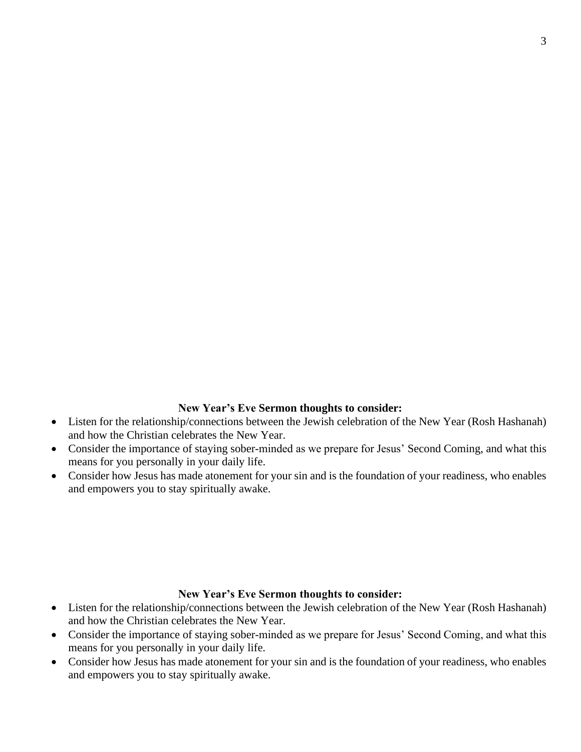**New Year's Eve Sermon thoughts to consider:**

- Listen for the relationship/connections between the Jewish celebration of the New Year (Rosh Hashanah) and how the Christian celebrates the New Year.
- Consider the importance of staying sober-minded as we prepare for Jesus' Second Coming, and what this means for you personally in your daily life.
- Consider how Jesus has made atonement for your sin and is the foundation of your readiness, who enables and empowers you to stay spiritually awake.

**New Year's Eve Sermon thoughts to consider:**

- Listen for the relationship/connections between the Jewish celebration of the New Year (Rosh Hashanah) and how the Christian celebrates the New Year.
- Consider the importance of staying sober-minded as we prepare for Jesus' Second Coming, and what this means for you personally in your daily life.
- Consider how Jesus has made atonement for your sin and is the foundation of your readiness, who enables and empowers you to stay spiritually awake.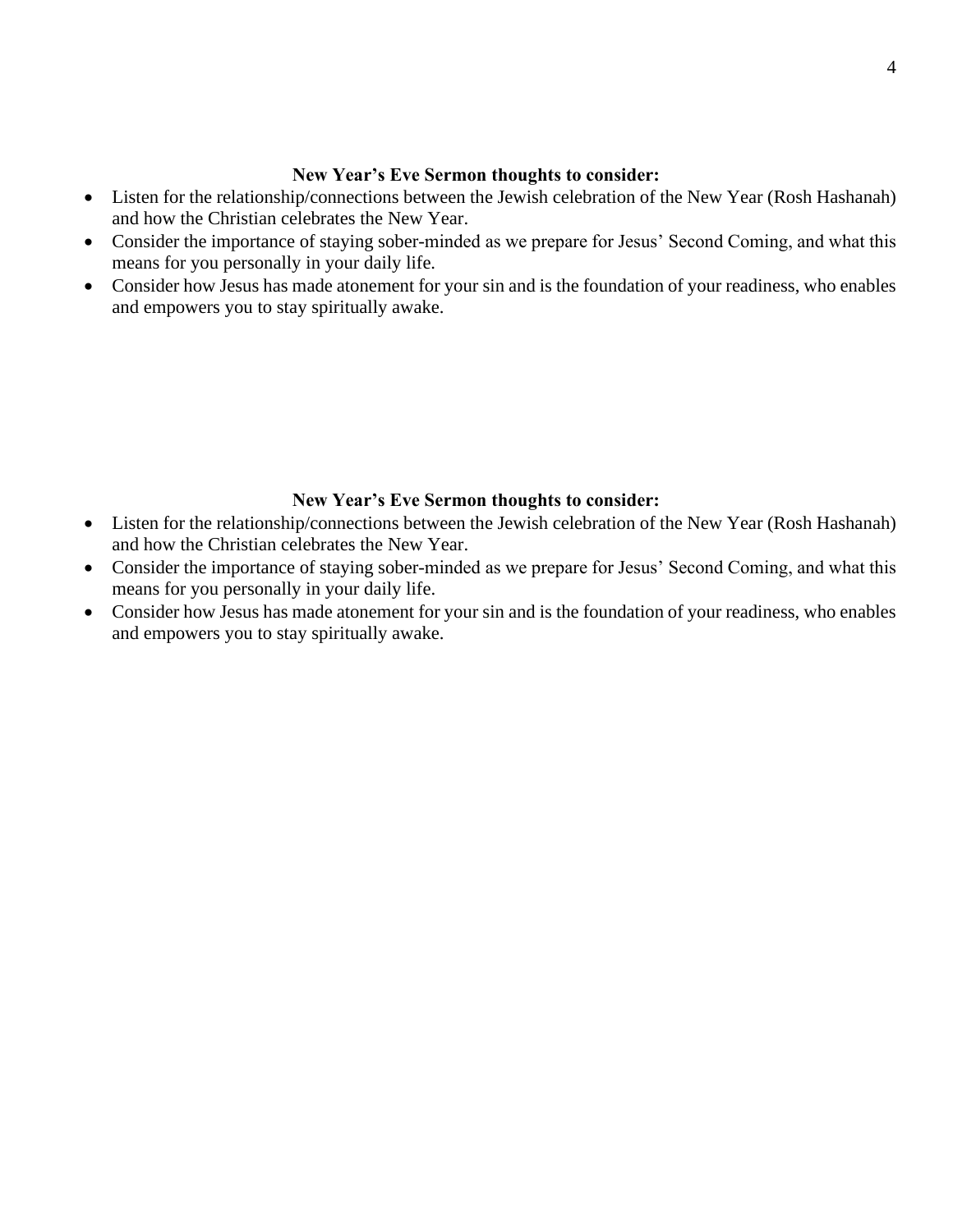**New Year's Eve Sermon thoughts to consider:**

- Listen for the relationship/connections between the Jewish celebration of the New Year (Rosh Hashanah) and how the Christian celebrates the New Year.
- Consider the importance of staying sober-minded as we prepare for Jesus' Second Coming, and what this means for you personally in your daily life.
- Consider how Jesus has made atonement for your sin and is the foundation of your readiness, who enables and empowers you to stay spiritually awake.

**New Year's Eve Sermon thoughts to consider:**

- Listen for the relationship/connections between the Jewish celebration of the New Year (Rosh Hashanah) and how the Christian celebrates the New Year.
- Consider the importance of staying sober-minded as we prepare for Jesus' Second Coming, and what this means for you personally in your daily life.
- Consider how Jesus has made atonement for your sin and is the foundation of your readiness, who enables and empowers you to stay spiritually awake.